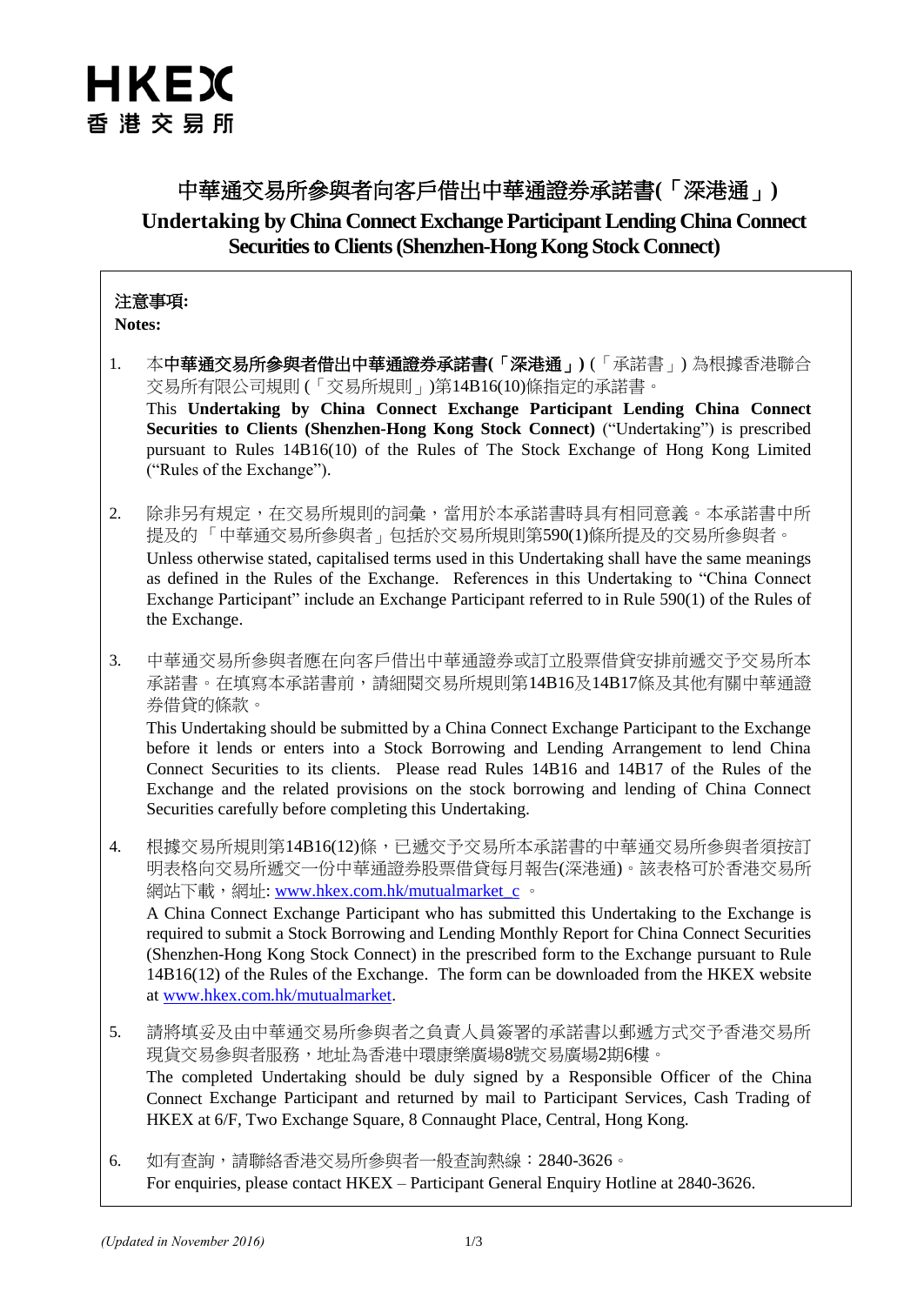**HKEX**
**香港交易所**

# 中華通交易所參與者向客戶借出中華通證券承諾書(「深港通」)
# Undertaking by China Connect Exchange Participant Lending China Connect Securities to Clients (Shenzhen-Hong Kong Stock Connect)

**注意事項:**
**Notes:**

1. 本**中華通交易所參與者借出中華通證券承諾書(「深港通」)**(「承諾書」) 為根據香港聯合交易所有限公司規則 (「交易所規則」)第14B16(10)條指定的承諾書。
This **Undertaking by China Connect Exchange Participant Lending China Connect Securities to Clients (Shenzhen-Hong Kong Stock Connect)** ("Undertaking") is prescribed pursuant to Rules 14B16(10) of the Rules of The Stock Exchange of Hong Kong Limited ("Rules of the Exchange").

2. 除非另有規定，在交易所規則的詞彙，當用於本承諾書時具有相同意義。本承諾書中所提及的「中華通交易所參與者」包括於交易所規則第590(1)條所提及的交易所參與者。
Unless otherwise stated, capitalised terms used in this Undertaking shall have the same meanings as defined in the Rules of the Exchange. References in this Undertaking to "China Connect Exchange Participant" include an Exchange Participant referred to in Rule 590(1) of the Rules of the Exchange.

3. 中華通交易所參與者應在向客戶借出中華通證券或訂立股票借貸安排前遞交予交易所本承諾書。在填寫本承諾書前，請細閱交易所規則第14B16及14B17條及其他有關中華通證券借貸的條款。
This Undertaking should be submitted by a China Connect Exchange Participant to the Exchange before it lends or enters into a Stock Borrowing and Lending Arrangement to lend China Connect Securities to its clients. Please read Rules 14B16 and 14B17 of the Rules of the Exchange and the related provisions on the stock borrowing and lending of China Connect Securities carefully before completing this Undertaking.

4. 根據交易所規則第14B16(12)條，已遞交予交易所本承諾書的中華通交易所參與者須按訂明表格向交易所遞交一份中華通證券股票借貸每月報告(深港通)。該表格可於香港交易所網站下載，網址: www.hkex.com.hk/mutualmarket_c 。
A China Connect Exchange Participant who has submitted this Undertaking to the Exchange is required to submit a Stock Borrowing and Lending Monthly Report for China Connect Securities (Shenzhen-Hong Kong Stock Connect) in the prescribed form to the Exchange pursuant to Rule 14B16(12) of the Rules of the Exchange. The form can be downloaded from the HKEX website at www.hkex.com.hk/mutualmarket.

5. 請將填妥及由中華通交易所參與者之負責人員簽署的承諾書以郵遞方式交予香港交易所現貨交易參與者服務，地址為香港中環康樂廣場8號交易廣場2期6樓。
The completed Undertaking should be duly signed by a Responsible Officer of the China Connect Exchange Participant and returned by mail to Participant Services, Cash Trading of HKEX at 6/F, Two Exchange Square, 8 Connaught Place, Central, Hong Kong.

6. 如有查詢，請聯絡香港交易所參與者一般查詢熱線：2840-3626。
For enquiries, please contact HKEX – Participant General Enquiry Hotline at 2840-3626.

*(Updated in November 2016)*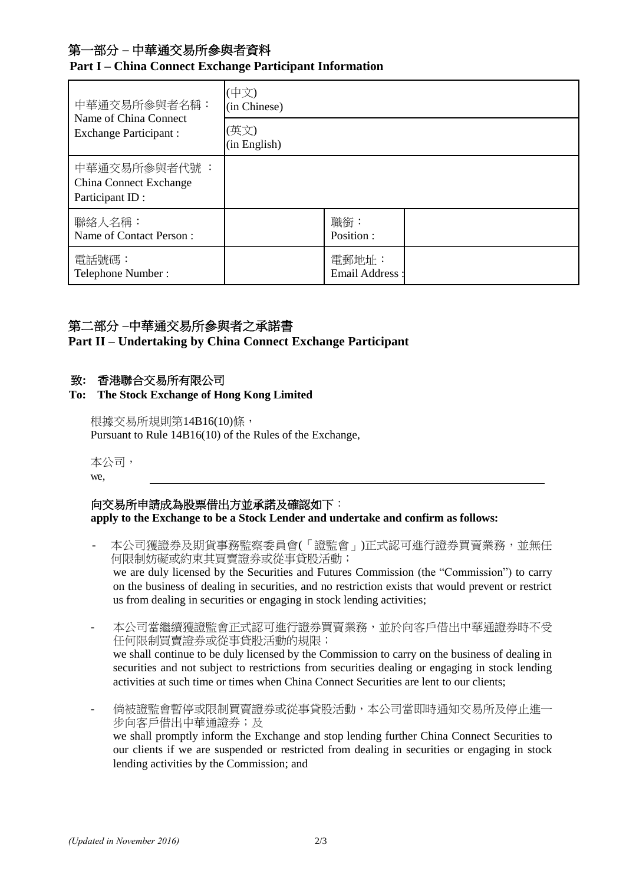## 第一部分 – 中華通交易所參與者資料
**Part I – China Connect Exchange Participant Information**

| | | | |
|---|---|---|---|
| 中華通交易所參與者名稱：<br>Name of China Connect Exchange Participant : | (中文)<br>(in Chinese) | | |
| | (英文)<br>(in English) | | |
| 中華通交易所參與者代號 ：<br>China Connect Exchange Participant ID : | | | |
| 聯絡人名稱：<br>Name of Contact Person : | | 職銜：<br>Position : | |
| 電話號碼：<br>Telephone Number : | | 電郵地址：<br>Email Address : | |

## 第二部分 –中華通交易所參與者之承諾書
**Part II – Undertaking by China Connect Exchange Participant**

**致: 香港聯合交易所有限公司**
**To: The Stock Exchange of Hong Kong Limited**

根據交易所規則第14B16(10)條，
Pursuant to Rule 14B16(10) of the Rules of the Exchange,

本公司，
we, ______________________________________________

**向交易所申請成為股票借出方並承諾及確認如下：**
**apply to the Exchange to be a Stock Lender and undertake and confirm as follows:**

- 本公司獲證券及期貨事務監察委員會(「證監會」)正式認可進行證券買賣業務，並無任何限制妨礙或約束其買賣證券或從事貸股活動；
  we are duly licensed by the Securities and Futures Commission (the "Commission") to carry on the business of dealing in securities, and no restriction exists that would prevent or restrict us from dealing in securities or engaging in stock lending activities;

- 本公司當繼續獲證監會正式認可進行證券買賣業務，並於向客戶借出中華通證券時不受任何限制買賣證券或從事貸股活動的規限；
  we shall continue to be duly licensed by the Commission to carry on the business of dealing in securities and not subject to restrictions from securities dealing or engaging in stock lending activities at such time or times when China Connect Securities are lent to our clients;

- 倘被證監會暫停或限制買賣證券或從事貸股活動，本公司當即時通知交易所及停止進一步向客戶借出中華通證券；及
  we shall promptly inform the Exchange and stop lending further China Connect Securities to our clients if we are suspended or restricted from dealing in securities or engaging in stock lending activities by the Commission; and

*(Updated in November 2016)*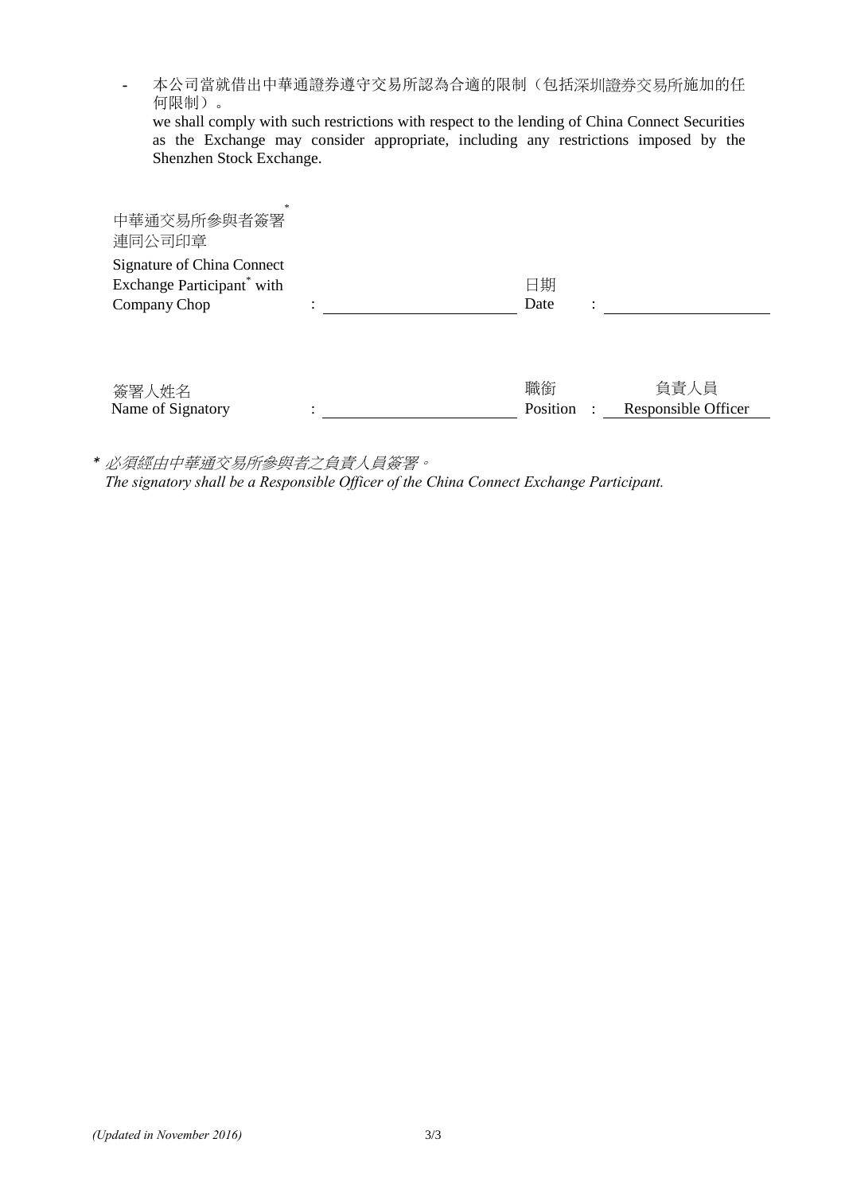- 本公司當就借出中華通證券遵守交易所認為合適的限制（包括深圳證券交易所施加的任何限制）。
  we shall comply with such restrictions with respect to the lending of China Connect Securities as the Exchange may consider appropriate, including any restrictions imposed by the Shenzhen Stock Exchange.

中華通交易所參與者簽署*
連同公司印章
Signature of China Connect Exchange Participant* with Company Chop : \_\_\_\_\_\_\_\_\_\_\_\_\_\_\_\_\_\_\_\_ 日期 Date : \_\_\_\_\_\_\_\_\_\_\_\_\_\_\_\_\_\_\_\_

簽署人姓名
Name of Signatory : \_\_\_\_\_\_\_\_\_\_\_\_\_\_\_\_\_\_\_\_ 職銜 Position : 負責人員 Responsible Officer

*\* 必須經由中華通交易所參與者之負責人員簽署。*
*The signatory shall be a Responsible Officer of the China Connect Exchange Participant.*

*(Updated in November 2016)*